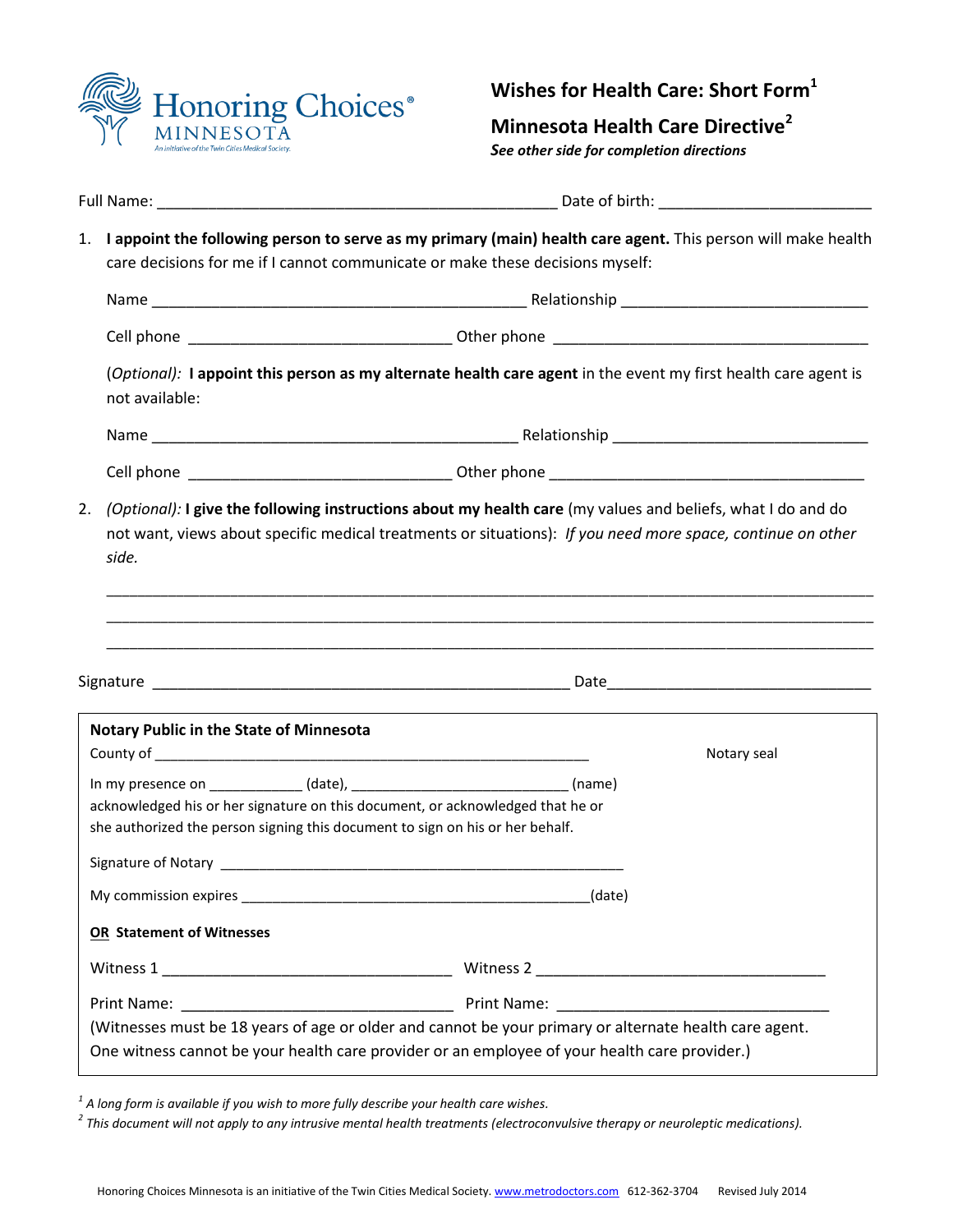Honoring Choices® MINNESOTA
An initiative of the Twin Cities Medical Society.

# Wishes for Health Care: Short Form[1]

## Minnesota Health Care Directive[2]

***See other side for completion directions***

Full Name: ________________________________________________ Date of birth: ________________________

1. **I appoint the following person to serve as my primary (main) health care agent.** This person will make health care decisions for me if I cannot communicate or make these decisions myself:

   Name ____________________________________________ Relationship ____________________________

   Cell phone _______________________________ Other phone ____________________________________

   (*Optional):* **I appoint this person as my alternate health care agent** in the event my first health care agent is not available:

   Name ___________________________________________ Relationship ______________________________

   Cell phone _______________________________ Other phone ____________________________________

2. *(Optional):* **I give the following instructions about my health care** (my values and beliefs, what I do and do not want, views about specific medical treatments or situations): *If you need more space, continue on other side.*

   ___________________________________________________________________________________________

   ___________________________________________________________________________________________

   ___________________________________________________________________________________________

Signature __________________________________________________ Date_______________________________

---

**Notary Public in the State of Minnesota**

County of ___________________________________________________ Notary seal

In my presence on ___________ (date), ___________________________ (name) acknowledged his or her signature on this document, or acknowledged that he or she authorized the person signing this document to sign on his or her behalf.

Signature of Notary ________________________________________________

My commission expires __________________________________________(date)

**OR Statement of Witnesses**

Witness 1 __________________________________ Witness 2 __________________________________

Print Name: ________________________________ Print Name: ________________________________

(Witnesses must be 18 years of age or older and cannot be your primary or alternate health care agent. One witness cannot be your health care provider or an employee of your health care provider.)

---

[1] *A long form is available if you wish to more fully describe your health care wishes.*

[2] *This document will not apply to any intrusive mental health treatments (electroconvulsive therapy or neuroleptic medications).*

Honoring Choices Minnesota is an initiative of the Twin Cities Medical Society. www.metrodoctors.com 612-362-3704 Revised July 2014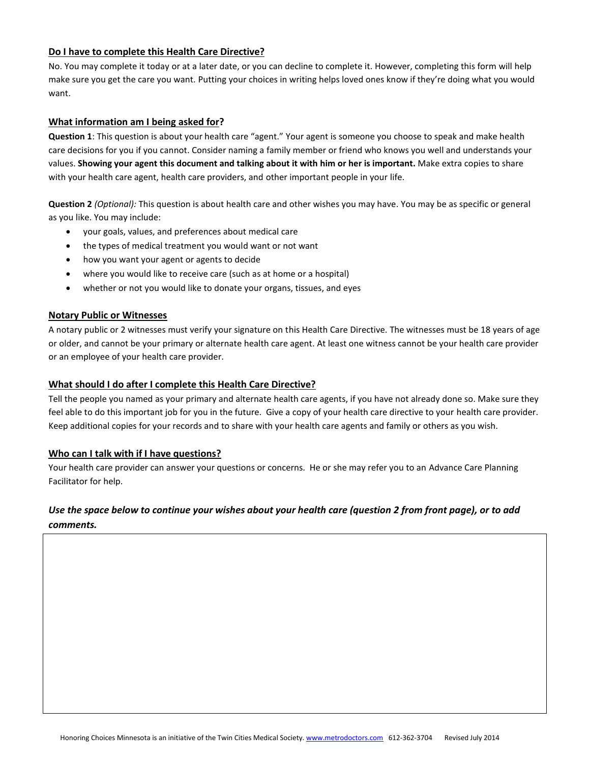**Do I have to complete this Health Care Directive?**

No. You may complete it today or at a later date, or you can decline to complete it. However, completing this form will help make sure you get the care you want. Putting your choices in writing helps loved ones know if they're doing what you would want.

**What information am I being asked for?**

**Question 1**: This question is about your health care "agent." Your agent is someone you choose to speak and make health care decisions for you if you cannot. Consider naming a family member or friend who knows you well and understands your values. **Showing your agent this document and talking about it with him or her is important.** Make extra copies to share with your health care agent, health care providers, and other important people in your life.

**Question 2** *(Optional):* This question is about health care and other wishes you may have. You may be as specific or general as you like. You may include:

- your goals, values, and preferences about medical care
- the types of medical treatment you would want or not want
- how you want your agent or agents to decide
- where you would like to receive care (such as at home or a hospital)
- whether or not you would like to donate your organs, tissues, and eyes

**Notary Public or Witnesses**

A notary public or 2 witnesses must verify your signature on this Health Care Directive. The witnesses must be 18 years of age or older, and cannot be your primary or alternate health care agent. At least one witness cannot be your health care provider or an employee of your health care provider.

**What should I do after I complete this Health Care Directive?**

Tell the people you named as your primary and alternate health care agents, if you have not already done so. Make sure they feel able to do this important job for you in the future. Give a copy of your health care directive to your health care provider. Keep additional copies for your records and to share with your health care agents and family or others as you wish.

**Who can I talk with if I have questions?**

Your health care provider can answer your questions or concerns. He or she may refer you to an Advance Care Planning Facilitator for help.

***Use the space below to continue your wishes about your health care (question 2 from front page), or to add comments.***

Honoring Choices Minnesota is an initiative of the Twin Cities Medical Society. www.metrodoctors.com 612-362-3704 Revised July 2014